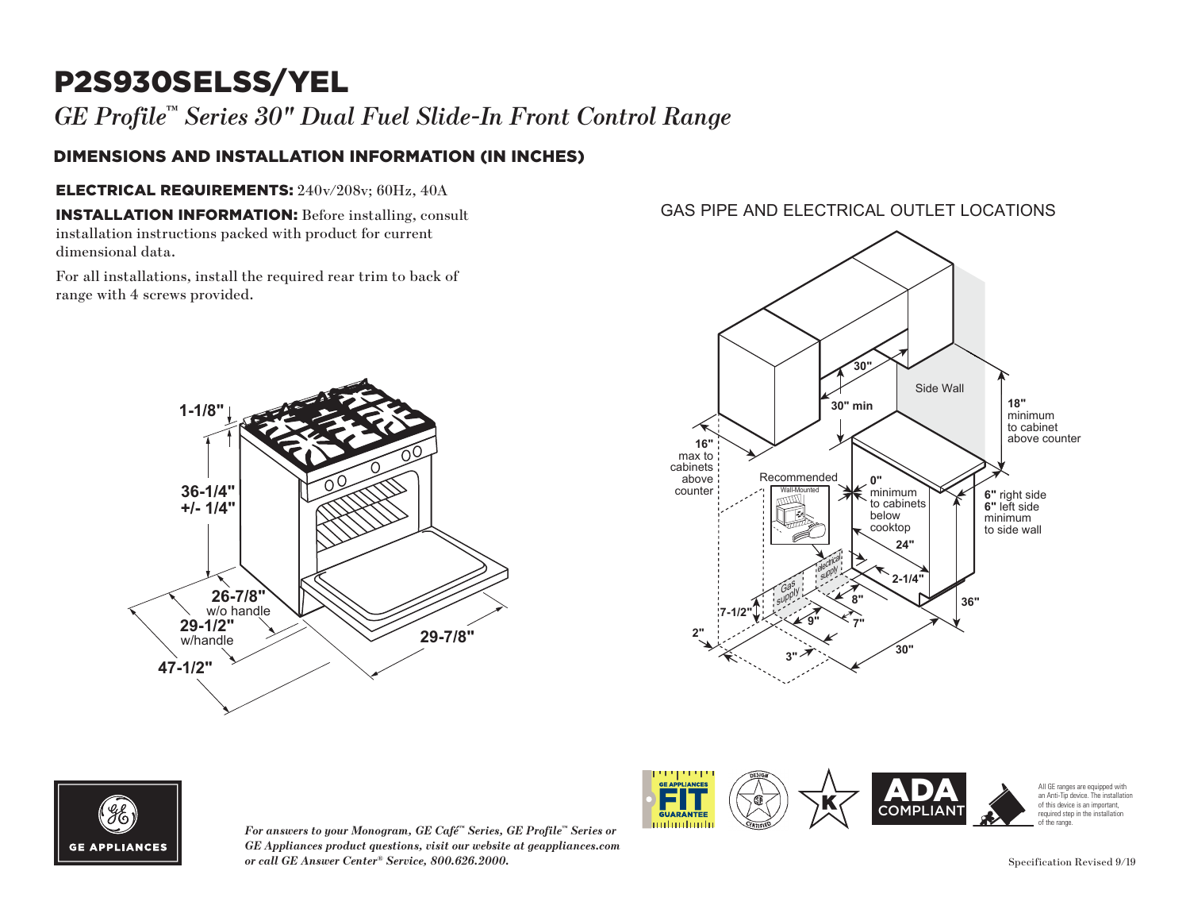# P2S930SELSS/YEL

*GE Profile™ Series 30" Dual Fuel Slide-In Front Control Range*

## DIMENSIONS AND INSTALLATION INFORMATION (IN INCHES)

**ELECTRICAL REQUIREMENTS:** 240v/208v; 60Hz, 40A

**INSTALLATION INFORMATION:** Before installing, consult installation instructions packed with product for current dimensional data.

For all installations, install the required rear trim to back of range with 4 screws provided.

1-1/8"

36-1/4" +/- 1/4"

26-7/8" w/o handle

29-1/2" w/handle

47-1/2"

29-7/8"

### GAS PIPE AND ELECTRICAL OUTLET LOCATIONS

30"

30" min

Side Wall

18" minimum to cabinet above counter

16" max to cabinets above counter

Recommended Wall-Mounted

0" minimum to cabinets below cooktop

6" right side
6" left side
minimum to side wall

24"

2-1/4"

Gas supply

electrical supply

8"

7-1/2"

9"

7"

36"

2"

3"

30"

All GE ranges are equipped with an Anti-Tip device. The installation of this device is an important, required step in the installation of the range.

*For answers to your Monogram, GE Café™ Series, GE Profile™ Series or GE Appliances product questions, visit our website at geappliances.com or call GE Answer Center® Service, 800.626.2000.*

Specification Revised 9/19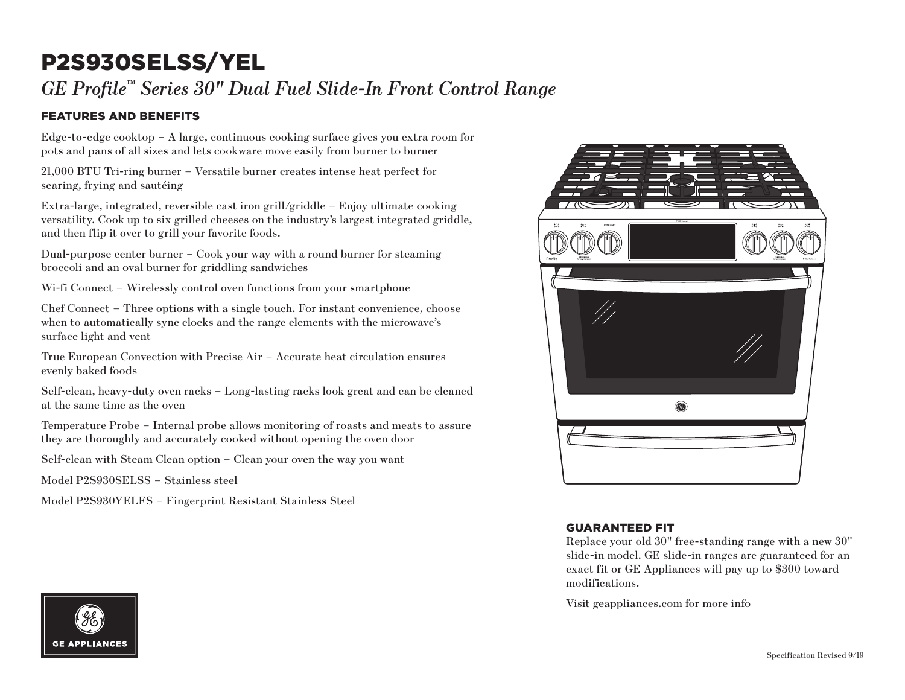# P2S930SELSS/YEL

*GE Profile™ Series 30" Dual Fuel Slide-In Front Control Range*

## FEATURES AND BENEFITS

Edge-to-edge cooktop – A large, continuous cooking surface gives you extra room for pots and pans of all sizes and lets cookware move easily from burner to burner

21,000 BTU Tri-ring burner – Versatile burner creates intense heat perfect for searing, frying and sautéing

Extra-large, integrated, reversible cast iron grill/griddle – Enjoy ultimate cooking versatility. Cook up to six grilled cheeses on the industry's largest integrated griddle, and then flip it over to grill your favorite foods.

Dual-purpose center burner – Cook your way with a round burner for steaming broccoli and an oval burner for griddling sandwiches

Wi-fi Connect – Wirelessly control oven functions from your smartphone

Chef Connect – Three options with a single touch. For instant convenience, choose when to automatically sync clocks and the range elements with the microwave's surface light and vent

True European Convection with Precise Air – Accurate heat circulation ensures evenly baked foods

Self-clean, heavy-duty oven racks – Long-lasting racks look great and can be cleaned at the same time as the oven

Temperature Probe – Internal probe allows monitoring of roasts and meats to assure they are thoroughly and accurately cooked without opening the oven door

Self-clean with Steam Clean option – Clean your oven the way you want

Model P2S930SELSS – Stainless steel

Model P2S930YELFS – Fingerprint Resistant Stainless Steel

## GUARANTEED FIT

Replace your old 30" free-standing range with a new 30" slide-in model. GE slide-in ranges are guaranteed for an exact fit or GE Appliances will pay up to $300 toward modifications.

Visit geappliances.com for more info

GE APPLIANCES

Specification Revised 9/19